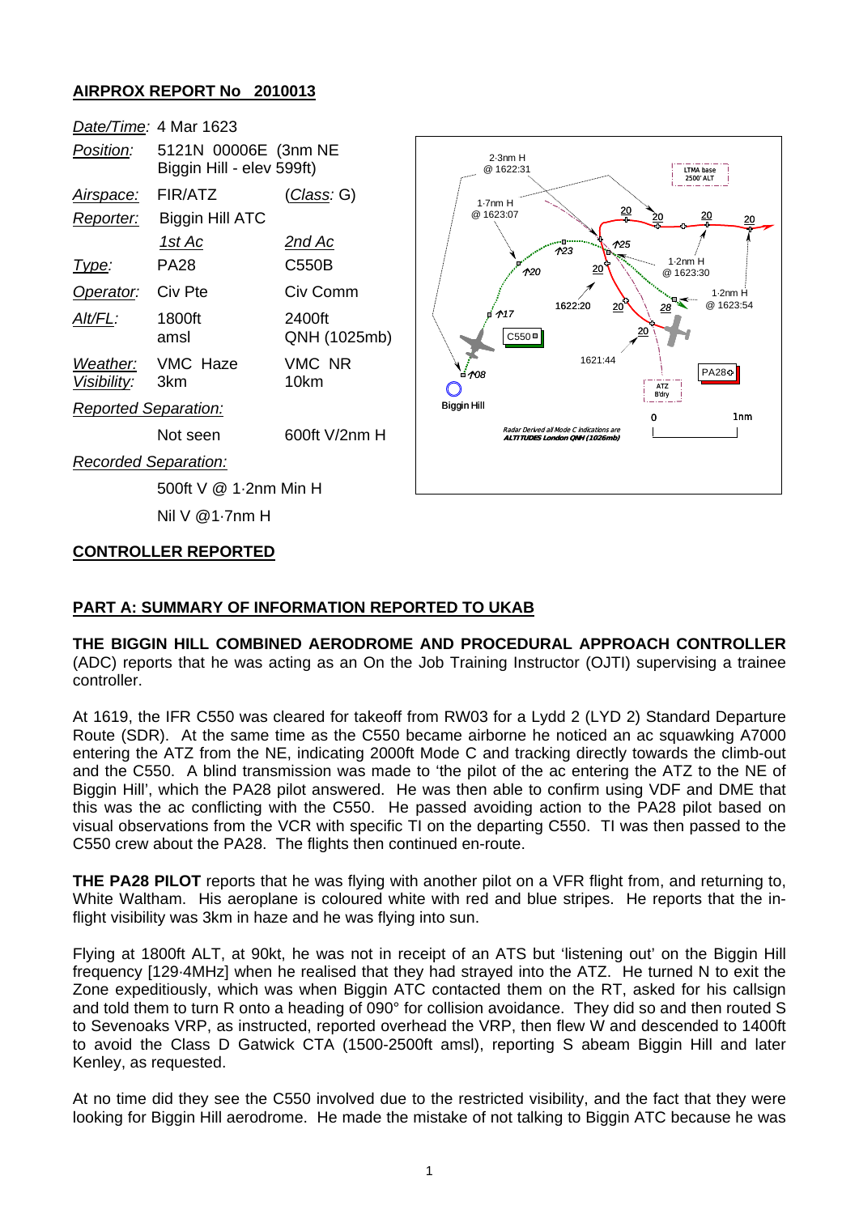## AIRPROX REPORT No 2010013

| | | |
|---|---|---|
| *Date/Time*: | 4 Mar 1623 | |
| *Position*: | 5121N 00006E (3nm NE Biggin Hill - elev 599ft) | |
| *Airspace*: | FIR/ATZ | (*Class*: G) |
| *Reporter*: | Biggin Hill ATC | |
| | *1st Ac* | *2nd Ac* |
| *Type*: | PA28 | C550B |
| *Operator*: | Civ Pte | Civ Comm |
| *Alt/FL*: | 1800ft amsl | 2400ft QNH (1025mb) |
| *Weather*: | VMC Haze | VMC NR |
| *Visibility*: | 3km | 10km |
| *Reported Separation*: | | |
| | Not seen | 600ft V/2nm H |
| *Recorded Separation*: | | |
| | 500ft V @ 1·2nm Min H | |
| | Nil V @1·7nm H | |

### CONTROLLER REPORTED

### PART A: SUMMARY OF INFORMATION REPORTED TO UKAB

**THE BIGGIN HILL COMBINED AERODROME AND PROCEDURAL APPROACH CONTROLLER** (ADC) reports that he was acting as an On the Job Training Instructor (OJTI) supervising a trainee controller.

At 1619, the IFR C550 was cleared for takeoff from RW03 for a Lydd 2 (LYD 2) Standard Departure Route (SDR). At the same time as the C550 became airborne he noticed an ac squawking A7000 entering the ATZ from the NE, indicating 2000ft Mode C and tracking directly towards the climb-out and the C550. A blind transmission was made to 'the pilot of the ac entering the ATZ to the NE of Biggin Hill', which the PA28 pilot answered. He was then able to confirm using VDF and DME that this was the ac conflicting with the C550. He passed avoiding action to the PA28 pilot based on visual observations from the VCR with specific TI on the departing C550. TI was then passed to the C550 crew about the PA28. The flights then continued en-route.

**THE PA28 PILOT** reports that he was flying with another pilot on a VFR flight from, and returning to, White Waltham. His aeroplane is coloured white with red and blue stripes. He reports that the in-flight visibility was 3km in haze and he was flying into sun.

Flying at 1800ft ALT, at 90kt, he was not in receipt of an ATS but 'listening out' on the Biggin Hill frequency [129·4MHz] when he realised that they had strayed into the ATZ. He turned N to exit the Zone expeditiously, which was when Biggin ATC contacted them on the RT, asked for his callsign and told them to turn R onto a heading of 090° for collision avoidance. They did so and then routed S to Sevenoaks VRP, as instructed, reported overhead the VRP, then flew W and descended to 1400ft to avoid the Class D Gatwick CTA (1500-2500ft amsl), reporting S abeam Biggin Hill and later Kenley, as requested.

At no time did they see the C550 involved due to the restricted visibility, and the fact that they were looking for Biggin Hill aerodrome. He made the mistake of not talking to Biggin ATC because he was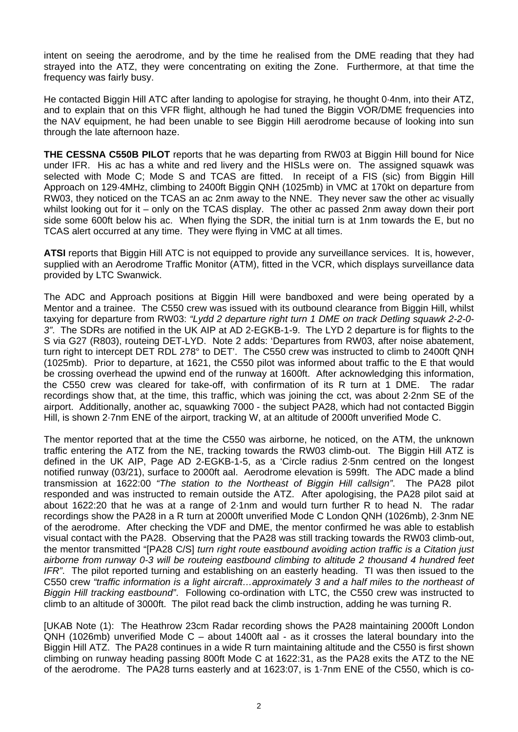intent on seeing the aerodrome, and by the time he realised from the DME reading that they had strayed into the ATZ, they were concentrating on exiting the Zone. Furthermore, at that time the frequency was fairly busy.

He contacted Biggin Hill ATC after landing to apologise for straying, he thought 0·4nm, into their ATZ, and to explain that on this VFR flight, although he had tuned the Biggin VOR/DME frequencies into the NAV equipment, he had been unable to see Biggin Hill aerodrome because of looking into sun through the late afternoon haze.

**THE CESSNA C550B PILOT** reports that he was departing from RW03 at Biggin Hill bound for Nice under IFR. His ac has a white and red livery and the HISLs were on. The assigned squawk was selected with Mode C; Mode S and TCAS are fitted. In receipt of a FIS (sic) from Biggin Hill Approach on 129·4MHz, climbing to 2400ft Biggin QNH (1025mb) in VMC at 170kt on departure from RW03, they noticed on the TCAS an ac 2nm away to the NNE. They never saw the other ac visually whilst looking out for it – only on the TCAS display. The other ac passed 2nm away down their port side some 600ft below his ac. When flying the SDR, the initial turn is at 1nm towards the E, but no TCAS alert occurred at any time. They were flying in VMC at all times.

**ATSI** reports that Biggin Hill ATC is not equipped to provide any surveillance services. It is, however, supplied with an Aerodrome Traffic Monitor (ATM), fitted in the VCR, which displays surveillance data provided by LTC Swanwick.

The ADC and Approach positions at Biggin Hill were bandboxed and were being operated by a Mentor and a trainee. The C550 crew was issued with its outbound clearance from Biggin Hill, whilst taxying for departure from RW03: *"Lydd 2 departure right turn 1 DME on track Detling squawk 2-2-0-3"*. The SDRs are notified in the UK AIP at AD 2-EGKB-1-9. The LYD 2 departure is for flights to the S via G27 (R803), routeing DET-LYD. Note 2 adds: 'Departures from RW03, after noise abatement, turn right to intercept DET RDL 278° to DET'. The C550 crew was instructed to climb to 2400ft QNH (1025mb). Prior to departure, at 1621, the C550 pilot was informed about traffic to the E that would be crossing overhead the upwind end of the runway at 1600ft. After acknowledging this information, the C550 crew was cleared for take-off, with confirmation of its R turn at 1 DME. The radar recordings show that, at the time, this traffic, which was joining the cct, was about 2·2nm SE of the airport. Additionally, another ac, squawking 7000 - the subject PA28, which had not contacted Biggin Hill, is shown 2·7nm ENE of the airport, tracking W, at an altitude of 2000ft unverified Mode C.

The mentor reported that at the time the C550 was airborne, he noticed, on the ATM, the unknown traffic entering the ATZ from the NE, tracking towards the RW03 climb-out. The Biggin Hill ATZ is defined in the UK AIP, Page AD 2-EGKB-1-5, as a 'Circle radius 2·5nm centred on the longest notified runway (03/21), surface to 2000ft aal. Aerodrome elevation is 599ft. The ADC made a blind transmission at 1622:00 *"The station to the Northeast of Biggin Hill callsign"*. The PA28 pilot responded and was instructed to remain outside the ATZ. After apologising, the PA28 pilot said at about 1622:20 that he was at a range of 2·1nm and would turn further R to head N. The radar recordings show the PA28 in a R turn at 2000ft unverified Mode C London QNH (1026mb), 2·3nm NE of the aerodrome. After checking the VDF and DME, the mentor confirmed he was able to establish visual contact with the PA28. Observing that the PA28 was still tracking towards the RW03 climb-out, the mentor transmitted "[PA28 C/S] *turn right route eastbound avoiding action traffic is a Citation just airborne from runway 0-3 will be routeing eastbound climbing to altitude 2 thousand 4 hundred feet IFR"*. The pilot reported turning and establishing on an easterly heading. TI was then issued to the C550 crew *"traffic information is a light aircraft…approximately 3 and a half miles to the northeast of Biggin Hill tracking eastbound"*. Following co-ordination with LTC, the C550 crew was instructed to climb to an altitude of 3000ft. The pilot read back the climb instruction, adding he was turning R.

[UKAB Note (1): The Heathrow 23cm Radar recording shows the PA28 maintaining 2000ft London QNH (1026mb) unverified Mode C – about 1400ft aal - as it crosses the lateral boundary into the Biggin Hill ATZ. The PA28 continues in a wide R turn maintaining altitude and the C550 is first shown climbing on runway heading passing 800ft Mode C at 1622:31, as the PA28 exits the ATZ to the NE of the aerodrome. The PA28 turns easterly and at 1623:07, is 1·7nm ENE of the C550, which is co-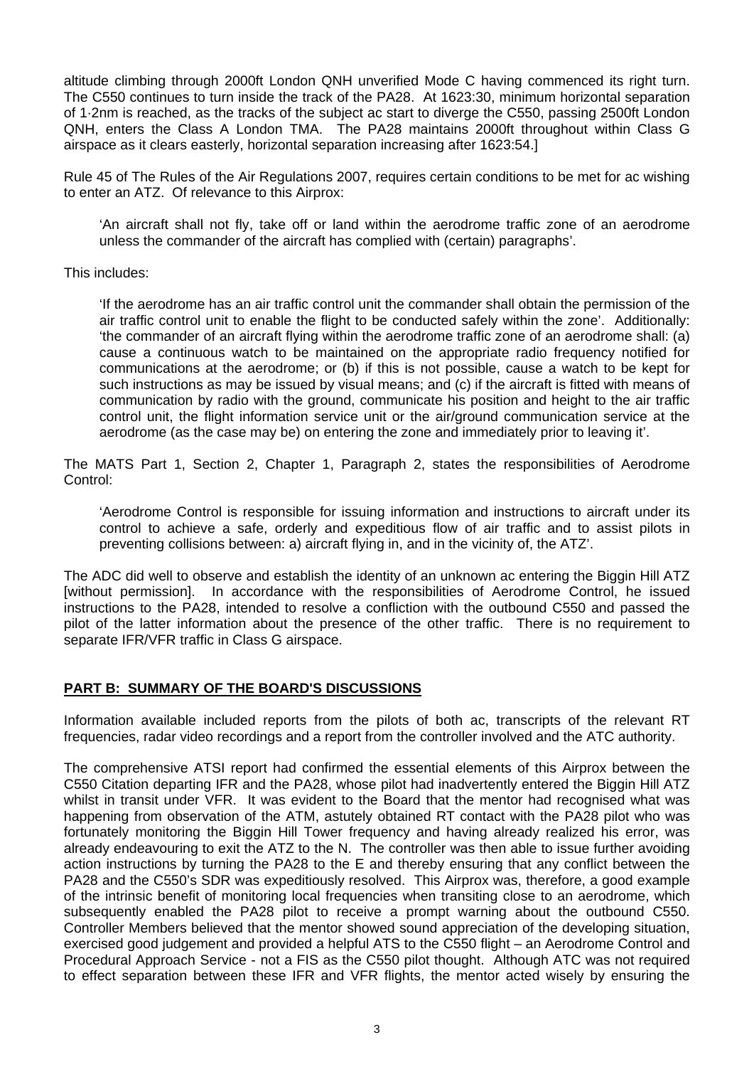altitude climbing through 2000ft London QNH unverified Mode C having commenced its right turn. The C550 continues to turn inside the track of the PA28. At 1623:30, minimum horizontal separation of 1·2nm is reached, as the tracks of the subject ac start to diverge the C550, passing 2500ft London QNH, enters the Class A London TMA. The PA28 maintains 2000ft throughout within Class G airspace as it clears easterly, horizontal separation increasing after 1623:54.]

Rule 45 of The Rules of the Air Regulations 2007, requires certain conditions to be met for ac wishing to enter an ATZ. Of relevance to this Airprox:

> 'An aircraft shall not fly, take off or land within the aerodrome traffic zone of an aerodrome unless the commander of the aircraft has complied with (certain) paragraphs'.

This includes:

> 'If the aerodrome has an air traffic control unit the commander shall obtain the permission of the air traffic control unit to enable the flight to be conducted safely within the zone'. Additionally: 'the commander of an aircraft flying within the aerodrome traffic zone of an aerodrome shall: (a) cause a continuous watch to be maintained on the appropriate radio frequency notified for communications at the aerodrome; or (b) if this is not possible, cause a watch to be kept for such instructions as may be issued by visual means; and (c) if the aircraft is fitted with means of communication by radio with the ground, communicate his position and height to the air traffic control unit, the flight information service unit or the air/ground communication service at the aerodrome (as the case may be) on entering the zone and immediately prior to leaving it'.

The MATS Part 1, Section 2, Chapter 1, Paragraph 2, states the responsibilities of Aerodrome Control:

> 'Aerodrome Control is responsible for issuing information and instructions to aircraft under its control to achieve a safe, orderly and expeditious flow of air traffic and to assist pilots in preventing collisions between: a) aircraft flying in, and in the vicinity of, the ATZ'.

The ADC did well to observe and establish the identity of an unknown ac entering the Biggin Hill ATZ [without permission]. In accordance with the responsibilities of Aerodrome Control, he issued instructions to the PA28, intended to resolve a confliction with the outbound C550 and passed the pilot of the latter information about the presence of the other traffic. There is no requirement to separate IFR/VFR traffic in Class G airspace.

## PART B: SUMMARY OF THE BOARD'S DISCUSSIONS

Information available included reports from the pilots of both ac, transcripts of the relevant RT frequencies, radar video recordings and a report from the controller involved and the ATC authority.

The comprehensive ATSI report had confirmed the essential elements of this Airprox between the C550 Citation departing IFR and the PA28, whose pilot had inadvertently entered the Biggin Hill ATZ whilst in transit under VFR. It was evident to the Board that the mentor had recognised what was happening from observation of the ATM, astutely obtained RT contact with the PA28 pilot who was fortunately monitoring the Biggin Hill Tower frequency and having already realized his error, was already endeavouring to exit the ATZ to the N. The controller was then able to issue further avoiding action instructions by turning the PA28 to the E and thereby ensuring that any conflict between the PA28 and the C550's SDR was expeditiously resolved. This Airprox was, therefore, a good example of the intrinsic benefit of monitoring local frequencies when transiting close to an aerodrome, which subsequently enabled the PA28 pilot to receive a prompt warning about the outbound C550. Controller Members believed that the mentor showed sound appreciation of the developing situation, exercised good judgement and provided a helpful ATS to the C550 flight – an Aerodrome Control and Procedural Approach Service - not a FIS as the C550 pilot thought. Although ATC was not required to effect separation between these IFR and VFR flights, the mentor acted wisely by ensuring the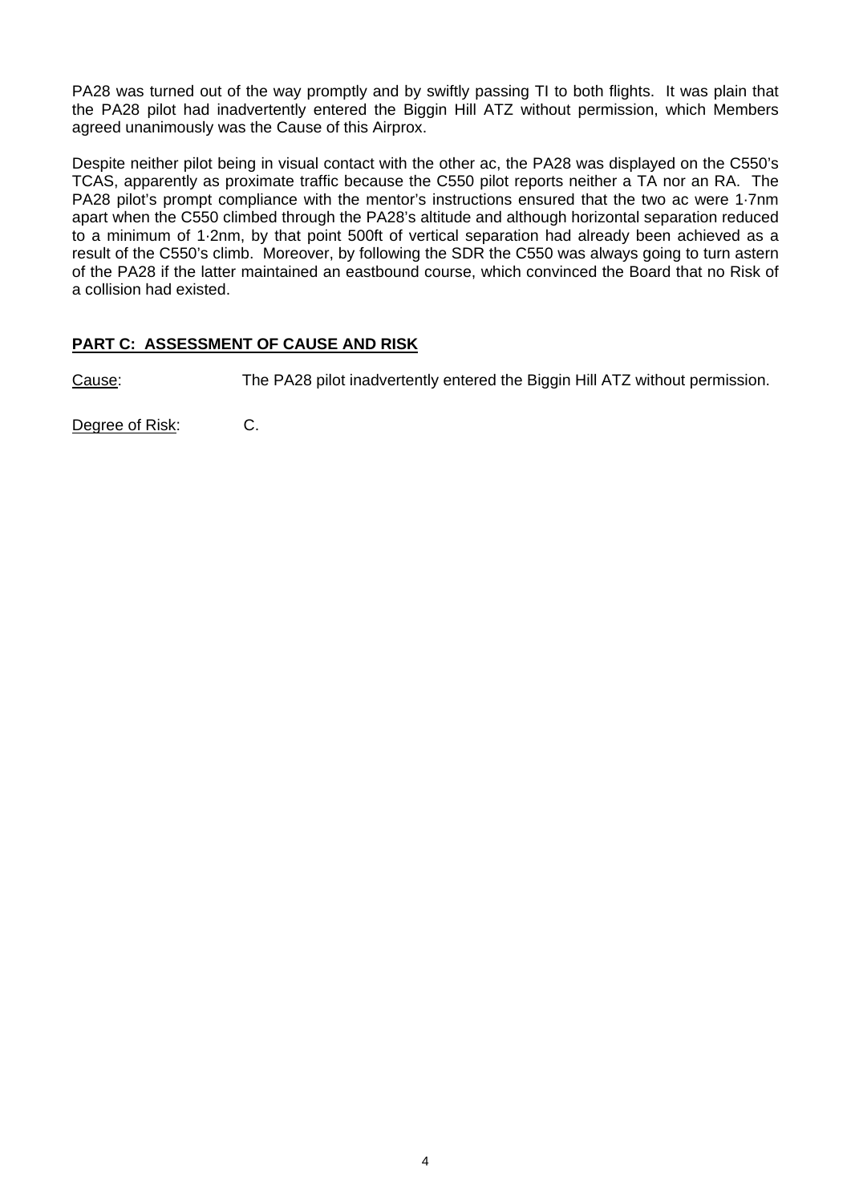PA28 was turned out of the way promptly and by swiftly passing TI to both flights. It was plain that the PA28 pilot had inadvertently entered the Biggin Hill ATZ without permission, which Members agreed unanimously was the Cause of this Airprox.

Despite neither pilot being in visual contact with the other ac, the PA28 was displayed on the C550's TCAS, apparently as proximate traffic because the C550 pilot reports neither a TA nor an RA. The PA28 pilot's prompt compliance with the mentor's instructions ensured that the two ac were 1·7nm apart when the C550 climbed through the PA28's altitude and although horizontal separation reduced to a minimum of 1·2nm, by that point 500ft of vertical separation had already been achieved as a result of the C550's climb. Moreover, by following the SDR the C550 was always going to turn astern of the PA28 if the latter maintained an eastbound course, which convinced the Board that no Risk of a collision had existed.

## PART C: ASSESSMENT OF CAUSE AND RISK

Cause: The PA28 pilot inadvertently entered the Biggin Hill ATZ without permission.

Degree of Risk: C.